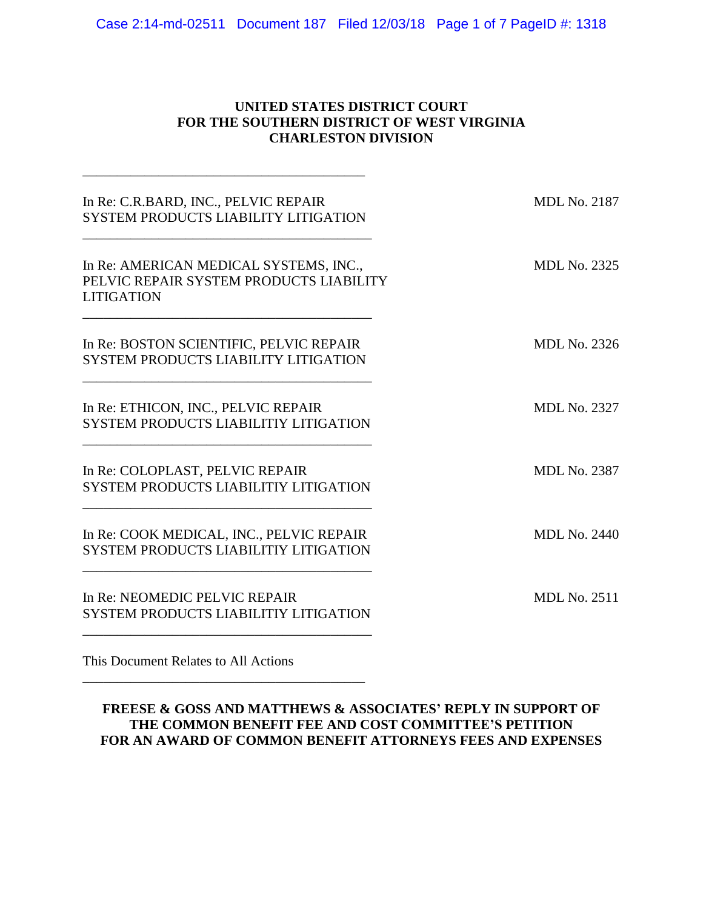**UNITED STATES DISTRICT COURT**
**FOR THE SOUTHERN DISTRICT OF WEST VIRGINIA**
**CHARLESTON DIVISION**

| | |
|---|---|
| In Re: C.R.BARD, INC., PELVIC REPAIR SYSTEM PRODUCTS LIABILITY LITIGATION | MDL No. 2187 |
| In Re: AMERICAN MEDICAL SYSTEMS, INC., PELVIC REPAIR SYSTEM PRODUCTS LIABILITY LITIGATION | MDL No. 2325 |
| In Re: BOSTON SCIENTIFIC, PELVIC REPAIR SYSTEM PRODUCTS LIABILITY LITIGATION | MDL No. 2326 |
| In Re: ETHICON, INC., PELVIC REPAIR SYSTEM PRODUCTS LIABILITIY LITIGATION | MDL No. 2327 |
| In Re: COLOPLAST, PELVIC REPAIR SYSTEM PRODUCTS LIABILITIY LITIGATION | MDL No. 2387 |
| In Re: COOK MEDICAL, INC., PELVIC REPAIR SYSTEM PRODUCTS LIABILITIY LITIGATION | MDL No. 2440 |
| In Re: NEOMEDIC PELVIC REPAIR SYSTEM PRODUCTS LIABILITIY LITIGATION | MDL No. 2511 |

This Document Relates to All Actions

**FREESE & GOSS AND MATTHEWS & ASSOCIATES' REPLY IN SUPPORT OF THE COMMON BENEFIT FEE AND COST COMMITTEE'S PETITION FOR AN AWARD OF COMMON BENEFIT ATTORNEYS FEES AND EXPENSES**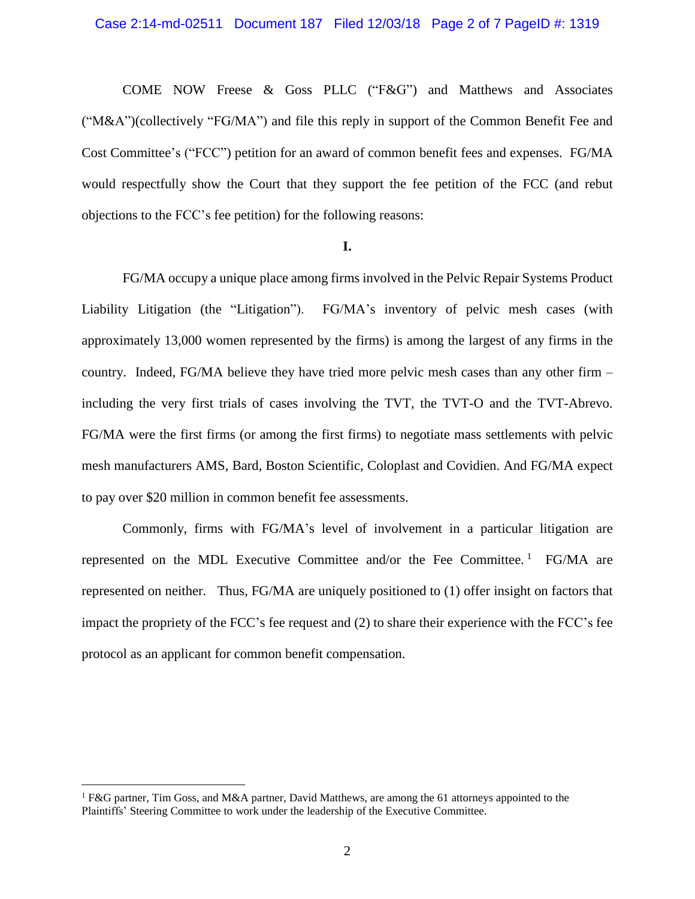COME NOW Freese & Goss PLLC ("F&G") and Matthews and Associates ("M&A")(collectively "FG/MA") and file this reply in support of the Common Benefit Fee and Cost Committee's ("FCC") petition for an award of common benefit fees and expenses. FG/MA would respectfully show the Court that they support the fee petition of the FCC (and rebut objections to the FCC's fee petition) for the following reasons:

**I.**

FG/MA occupy a unique place among firms involved in the Pelvic Repair Systems Product Liability Litigation (the "Litigation"). FG/MA's inventory of pelvic mesh cases (with approximately 13,000 women represented by the firms) is among the largest of any firms in the country. Indeed, FG/MA believe they have tried more pelvic mesh cases than any other firm – including the very first trials of cases involving the TVT, the TVT-O and the TVT-Abrevo. FG/MA were the first firms (or among the first firms) to negotiate mass settlements with pelvic mesh manufacturers AMS, Bard, Boston Scientific, Coloplast and Covidien. And FG/MA expect to pay over $20 million in common benefit fee assessments.

Commonly, firms with FG/MA's level of involvement in a particular litigation are represented on the MDL Executive Committee and/or the Fee Committee.[1] FG/MA are represented on neither. Thus, FG/MA are uniquely positioned to (1) offer insight on factors that impact the propriety of the FCC's fee request and (2) to share their experience with the FCC's fee protocol as an applicant for common benefit compensation.

---

[1] F&G partner, Tim Goss, and M&A partner, David Matthews, are among the 61 attorneys appointed to the Plaintiffs' Steering Committee to work under the leadership of the Executive Committee.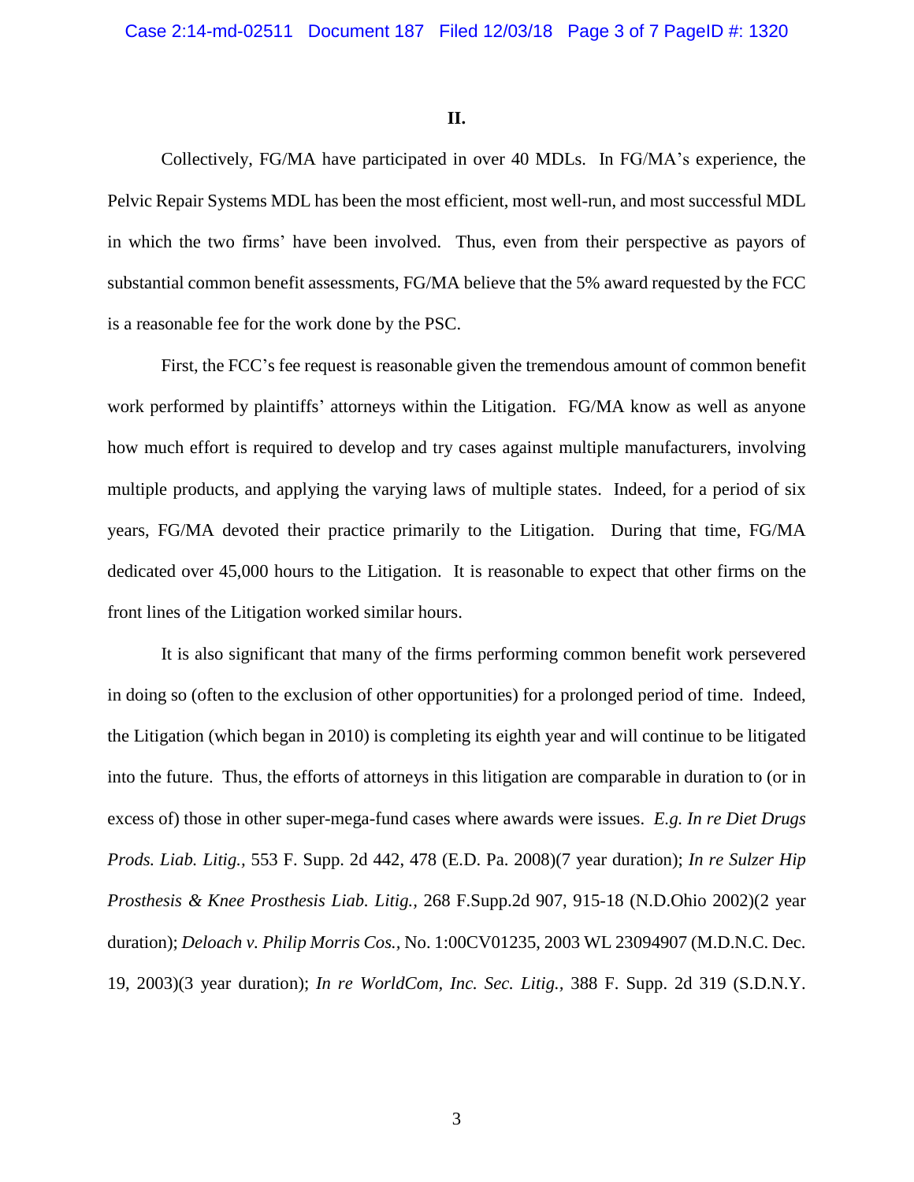**II.**

Collectively, FG/MA have participated in over 40 MDLs. In FG/MA's experience, the Pelvic Repair Systems MDL has been the most efficient, most well-run, and most successful MDL in which the two firms' have been involved. Thus, even from their perspective as payors of substantial common benefit assessments, FG/MA believe that the 5% award requested by the FCC is a reasonable fee for the work done by the PSC.

First, the FCC's fee request is reasonable given the tremendous amount of common benefit work performed by plaintiffs' attorneys within the Litigation. FG/MA know as well as anyone how much effort is required to develop and try cases against multiple manufacturers, involving multiple products, and applying the varying laws of multiple states. Indeed, for a period of six years, FG/MA devoted their practice primarily to the Litigation. During that time, FG/MA dedicated over 45,000 hours to the Litigation. It is reasonable to expect that other firms on the front lines of the Litigation worked similar hours.

It is also significant that many of the firms performing common benefit work persevered in doing so (often to the exclusion of other opportunities) for a prolonged period of time. Indeed, the Litigation (which began in 2010) is completing its eighth year and will continue to be litigated into the future. Thus, the efforts of attorneys in this litigation are comparable in duration to (or in excess of) those in other super-mega-fund cases where awards were issues. *E.g. In re Diet Drugs Prods. Liab. Litig.*, 553 F. Supp. 2d 442, 478 (E.D. Pa. 2008)(7 year duration); *In re Sulzer Hip Prosthesis & Knee Prosthesis Liab. Litig.*, 268 F.Supp.2d 907, 915-18 (N.D.Ohio 2002)(2 year duration); *Deloach v. Philip Morris Cos.*, No. 1:00CV01235, 2003 WL 23094907 (M.D.N.C. Dec. 19, 2003)(3 year duration); *In re WorldCom, Inc. Sec. Litig.*, 388 F. Supp. 2d 319 (S.D.N.Y.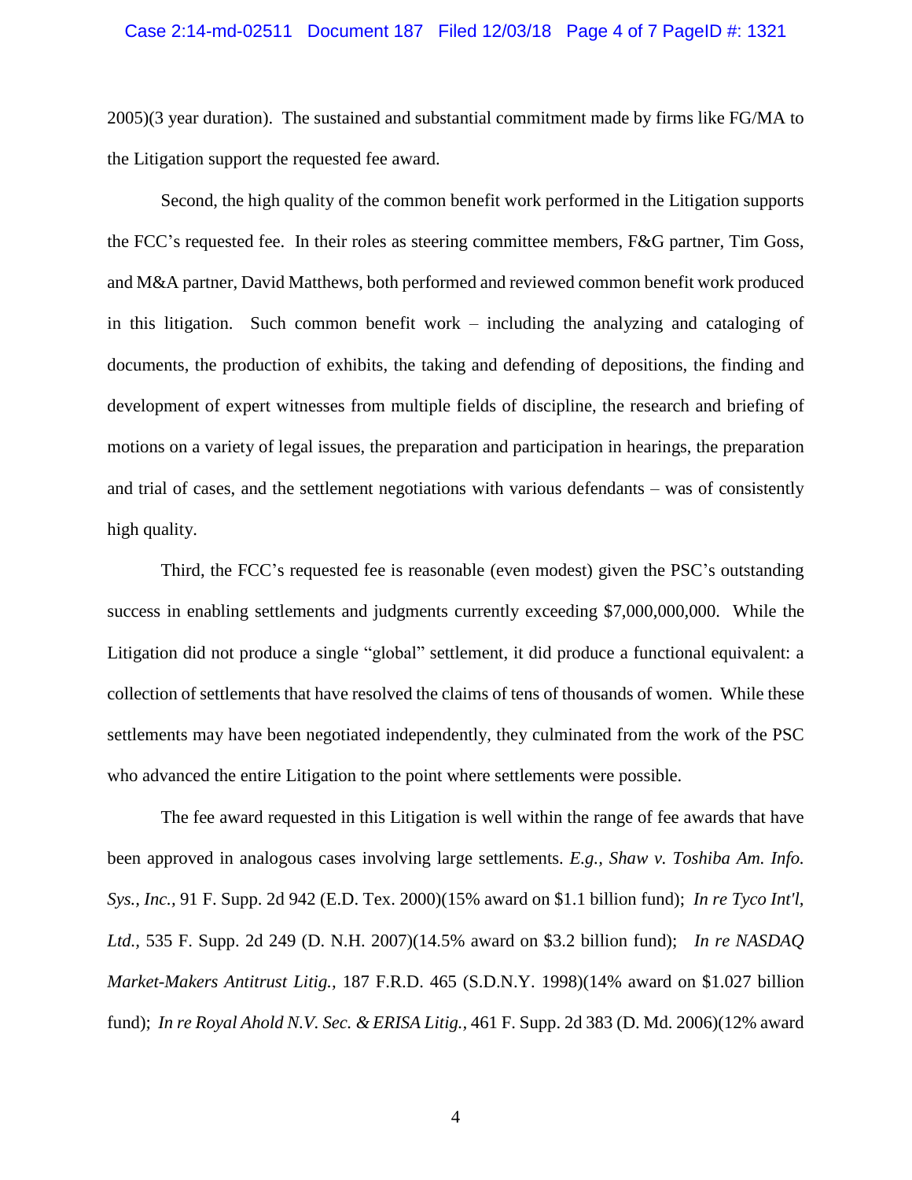2005)(3 year duration). The sustained and substantial commitment made by firms like FG/MA to the Litigation support the requested fee award.

Second, the high quality of the common benefit work performed in the Litigation supports the FCC's requested fee. In their roles as steering committee members, F&G partner, Tim Goss, and M&A partner, David Matthews, both performed and reviewed common benefit work produced in this litigation. Such common benefit work – including the analyzing and cataloging of documents, the production of exhibits, the taking and defending of depositions, the finding and development of expert witnesses from multiple fields of discipline, the research and briefing of motions on a variety of legal issues, the preparation and participation in hearings, the preparation and trial of cases, and the settlement negotiations with various defendants – was of consistently high quality.

Third, the FCC's requested fee is reasonable (even modest) given the PSC's outstanding success in enabling settlements and judgments currently exceeding $7,000,000,000. While the Litigation did not produce a single "global" settlement, it did produce a functional equivalent: a collection of settlements that have resolved the claims of tens of thousands of women. While these settlements may have been negotiated independently, they culminated from the work of the PSC who advanced the entire Litigation to the point where settlements were possible.

The fee award requested in this Litigation is well within the range of fee awards that have been approved in analogous cases involving large settlements. *E.g., Shaw v. Toshiba Am. Info. Sys., Inc.*, 91 F. Supp. 2d 942 (E.D. Tex. 2000)(15% award on $1.1 billion fund); *In re Tyco Int'l, Ltd.*, 535 F. Supp. 2d 249 (D. N.H. 2007)(14.5% award on $3.2 billion fund); *In re NASDAQ Market-Makers Antitrust Litig.*, 187 F.R.D. 465 (S.D.N.Y. 1998)(14% award on $1.027 billion fund); *In re Royal Ahold N.V. Sec. & ERISA Litig.*, 461 F. Supp. 2d 383 (D. Md. 2006)(12% award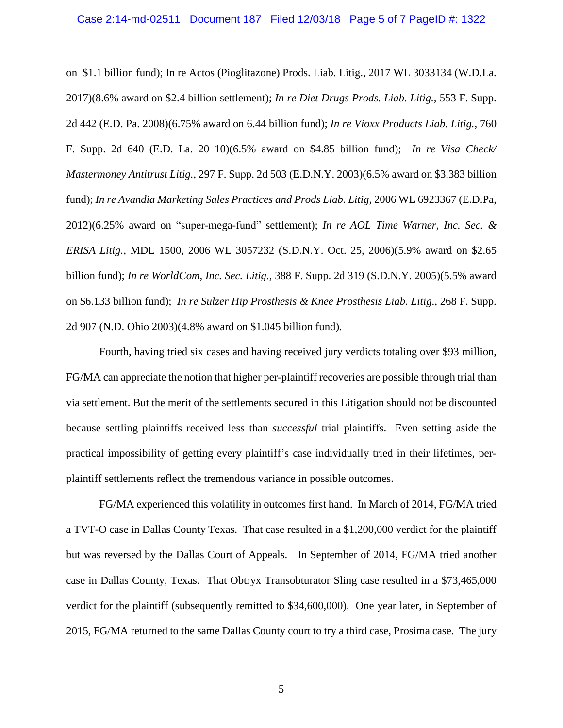on $1.1 billion fund); In re Actos (Pioglitazone) Prods. Liab. Litig., 2017 WL 3033134 (W.D.La. 2017)(8.6% award on $2.4 billion settlement); *In re Diet Drugs Prods. Liab. Litig.,* 553 F. Supp. 2d 442 (E.D. Pa. 2008)(6.75% award on 6.44 billion fund); *In re Vioxx Products Liab. Litig.,* 760 F. Supp. 2d 640 (E.D. La. 20 10)(6.5% award on $4.85 billion fund); *In re Visa Check/ Mastermoney Antitrust Litig.,* 297 F. Supp. 2d 503 (E.D.N.Y. 2003)(6.5% award on $3.383 billion fund); *In re Avandia Marketing Sales Practices and Prods Liab. Litig*, 2006 WL 6923367 (E.D.Pa, 2012)(6.25% award on "super-mega-fund" settlement); *In re AOL Time Warner, Inc. Sec. & ERISA Litig.,* MDL 1500, 2006 WL 3057232 (S.D.N.Y. Oct. 25, 2006)(5.9% award on $2.65 billion fund); *In re WorldCom, Inc. Sec. Litig.*, 388 F. Supp. 2d 319 (S.D.N.Y. 2005)(5.5% award on $6.133 billion fund); *In re Sulzer Hip Prosthesis & Knee Prosthesis Liab. Litig*., 268 F. Supp. 2d 907 (N.D. Ohio 2003)(4.8% award on $1.045 billion fund).

Fourth, having tried six cases and having received jury verdicts totaling over $93 million, FG/MA can appreciate the notion that higher per-plaintiff recoveries are possible through trial than via settlement. But the merit of the settlements secured in this Litigation should not be discounted because settling plaintiffs received less than *successful* trial plaintiffs. Even setting aside the practical impossibility of getting every plaintiff's case individually tried in their lifetimes, per-plaintiff settlements reflect the tremendous variance in possible outcomes.

FG/MA experienced this volatility in outcomes first hand. In March of 2014, FG/MA tried a TVT-O case in Dallas County Texas. That case resulted in a $1,200,000 verdict for the plaintiff but was reversed by the Dallas Court of Appeals. In September of 2014, FG/MA tried another case in Dallas County, Texas. That Obtryx Transobturator Sling case resulted in a $73,465,000 verdict for the plaintiff (subsequently remitted to $34,600,000). One year later, in September of 2015, FG/MA returned to the same Dallas County court to try a third case, Prosima case. The jury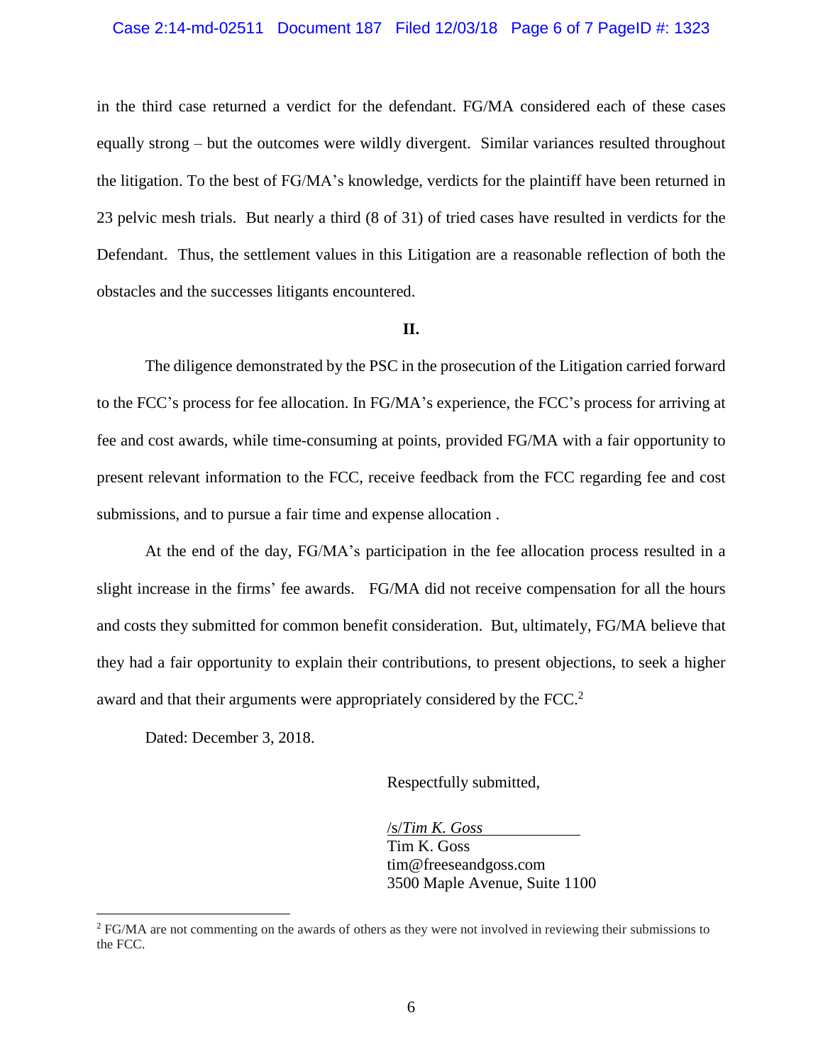in the third case returned a verdict for the defendant. FG/MA considered each of these cases equally strong – but the outcomes were wildly divergent. Similar variances resulted throughout the litigation. To the best of FG/MA's knowledge, verdicts for the plaintiff have been returned in 23 pelvic mesh trials. But nearly a third (8 of 31) of tried cases have resulted in verdicts for the Defendant. Thus, the settlement values in this Litigation are a reasonable reflection of both the obstacles and the successes litigants encountered.

**II.**

The diligence demonstrated by the PSC in the prosecution of the Litigation carried forward to the FCC's process for fee allocation. In FG/MA's experience, the FCC's process for arriving at fee and cost awards, while time-consuming at points, provided FG/MA with a fair opportunity to present relevant information to the FCC, receive feedback from the FCC regarding fee and cost submissions, and to pursue a fair time and expense allocation .

At the end of the day, FG/MA's participation in the fee allocation process resulted in a slight increase in the firms' fee awards. FG/MA did not receive compensation for all the hours and costs they submitted for common benefit consideration. But, ultimately, FG/MA believe that they had a fair opportunity to explain their contributions, to present objections, to seek a higher award and that their arguments were appropriately considered by the FCC.[2]

Dated: December 3, 2018.

Respectfully submitted,

/s/*Tim K. Goss*
Tim K. Goss
tim@freeseandgoss.com
3500 Maple Avenue, Suite 1100

[2] FG/MA are not commenting on the awards of others as they were not involved in reviewing their submissions to the FCC.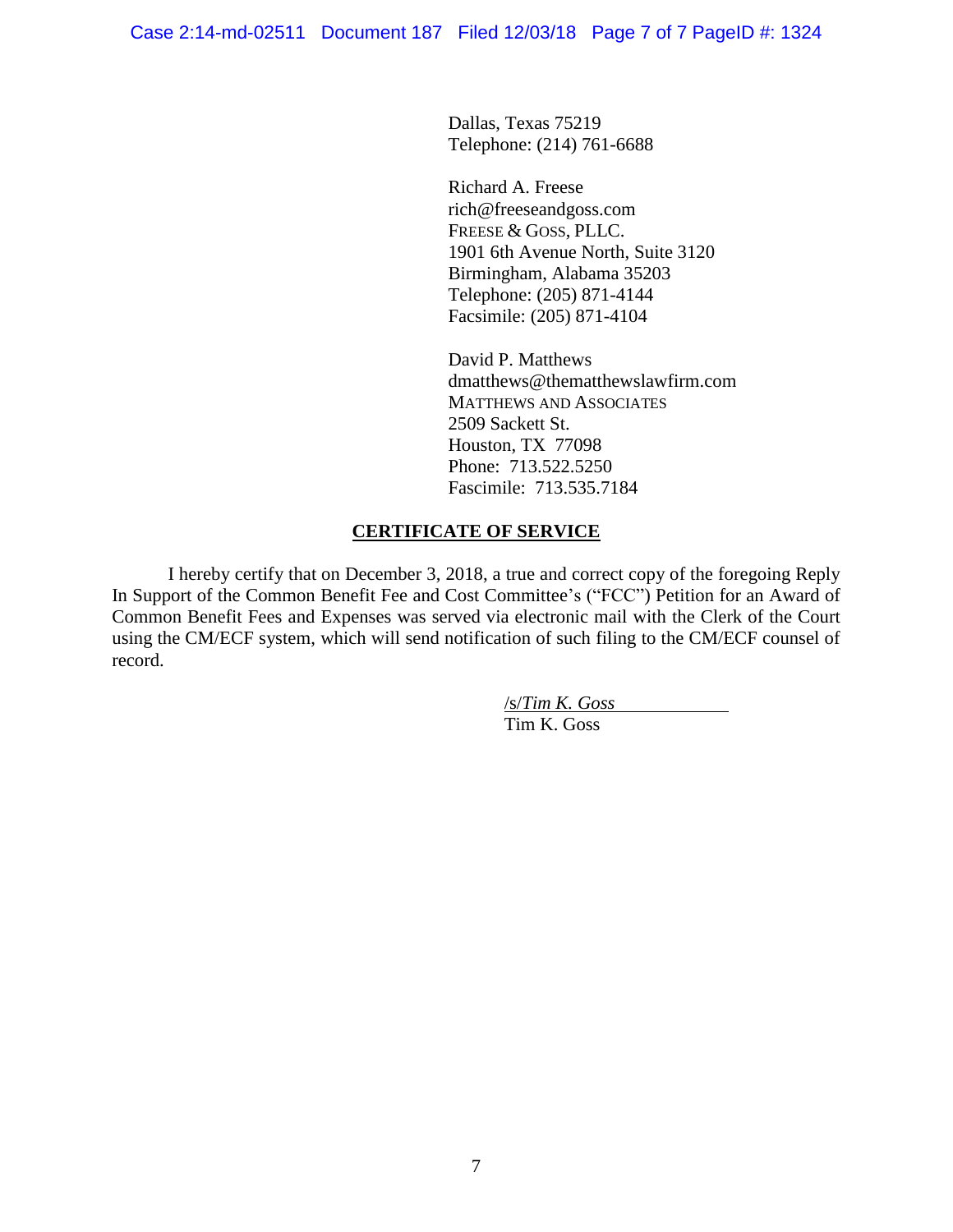Dallas, Texas 75219
Telephone: (214) 761-6688

Richard A. Freese
rich@freeseandgoss.com
FREESE & GOSS, PLLC.
1901 6th Avenue North, Suite 3120
Birmingham, Alabama 35203
Telephone: (205) 871-4144
Facsimile: (205) 871-4104

David P. Matthews
dmatthews@thematthewslawfirm.com
MATTHEWS AND ASSOCIATES
2509 Sackett St.
Houston, TX 77098
Phone: 713.522.5250
Fascimile: 713.535.7184

## CERTIFICATE OF SERVICE

I hereby certify that on December 3, 2018, a true and correct copy of the foregoing Reply In Support of the Common Benefit Fee and Cost Committee's ("FCC") Petition for an Award of Common Benefit Fees and Expenses was served via electronic mail with the Clerk of the Court using the CM/ECF system, which will send notification of such filing to the CM/ECF counsel of record.

/s/*Tim K. Goss*
Tim K. Goss